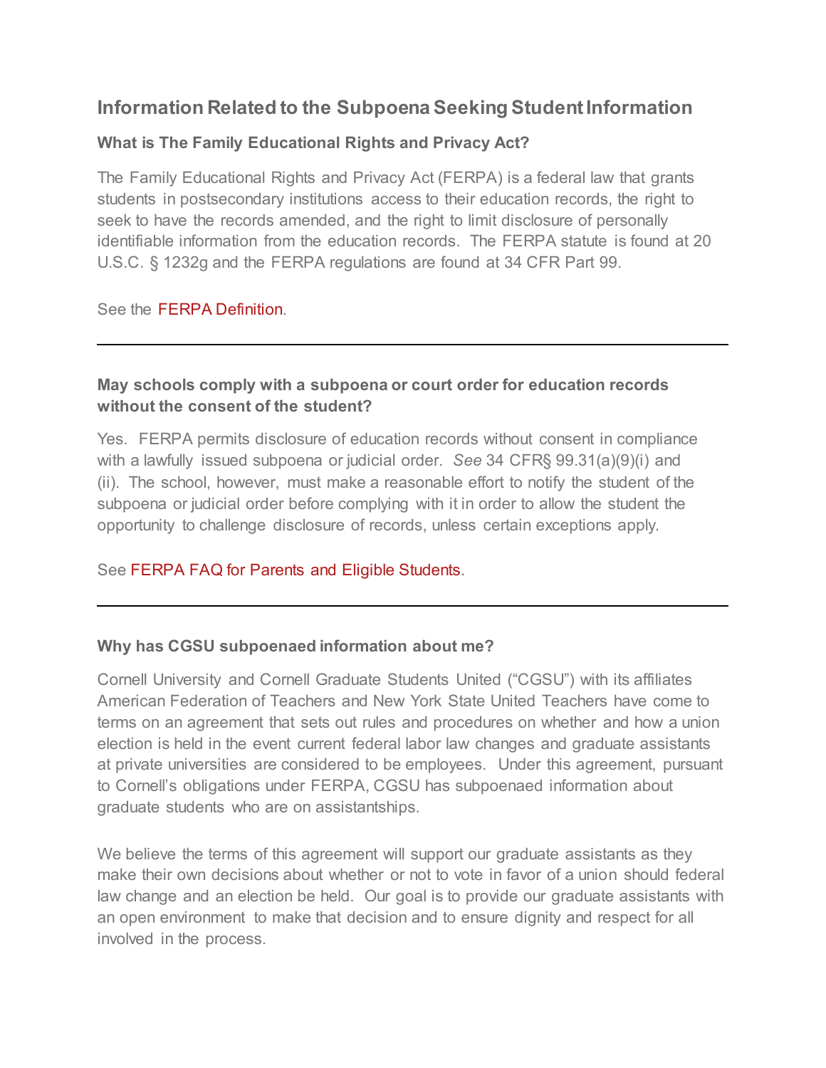## Information Related to the Subpoena Seeking Student Information

### What is The Family Educational Rights and Privacy Act?

The Family Educational Rights and Privacy Act (FERPA) is a federal law that grants students in postsecondary institutions access to their education records, the right to seek to have the records amended, and the right to limit disclosure of personally identifiable information from the education records. The FERPA statute is found at 20 U.S.C. § 1232g and the FERPA regulations are found at 34 CFR Part 99.

See the FERPA Definition.

---

### May schools comply with a subpoena or court order for education records without the consent of the student?

Yes. FERPA permits disclosure of education records without consent in compliance with a lawfully issued subpoena or judicial order. *See* 34 CFR§ 99.31(a)(9)(i) and (ii). The school, however, must make a reasonable effort to notify the student of the subpoena or judicial order before complying with it in order to allow the student the opportunity to challenge disclosure of records, unless certain exceptions apply.

See FERPA FAQ for Parents and Eligible Students.

---

### Why has CGSU subpoenaed information about me?

Cornell University and Cornell Graduate Students United ("CGSU") with its affiliates American Federation of Teachers and New York State United Teachers have come to terms on an agreement that sets out rules and procedures on whether and how a union election is held in the event current federal labor law changes and graduate assistants at private universities are considered to be employees. Under this agreement, pursuant to Cornell's obligations under FERPA, CGSU has subpoenaed information about graduate students who are on assistantships.

We believe the terms of this agreement will support our graduate assistants as they make their own decisions about whether or not to vote in favor of a union should federal law change and an election be held. Our goal is to provide our graduate assistants with an open environment to make that decision and to ensure dignity and respect for all involved in the process.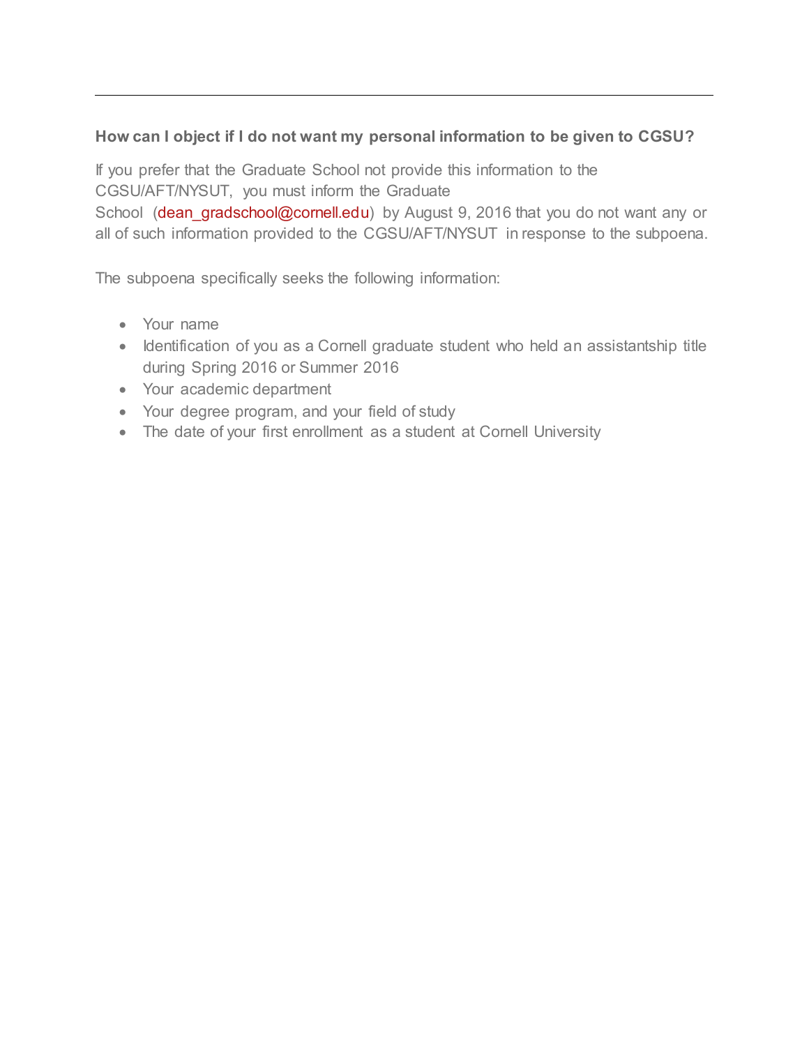---

### How can I object if I do not want my personal information to be given to CGSU?

If you prefer that the Graduate School not provide this information to the CGSU/AFT/NYSUT, you must inform the Graduate School (dean_gradschool@cornell.edu) by August 9, 2016 that you do not want any or all of such information provided to the CGSU/AFT/NYSUT in response to the subpoena.

The subpoena specifically seeks the following information:

- Your name
- Identification of you as a Cornell graduate student who held an assistantship title during Spring 2016 or Summer 2016
- Your academic department
- Your degree program, and your field of study
- The date of your first enrollment as a student at Cornell University